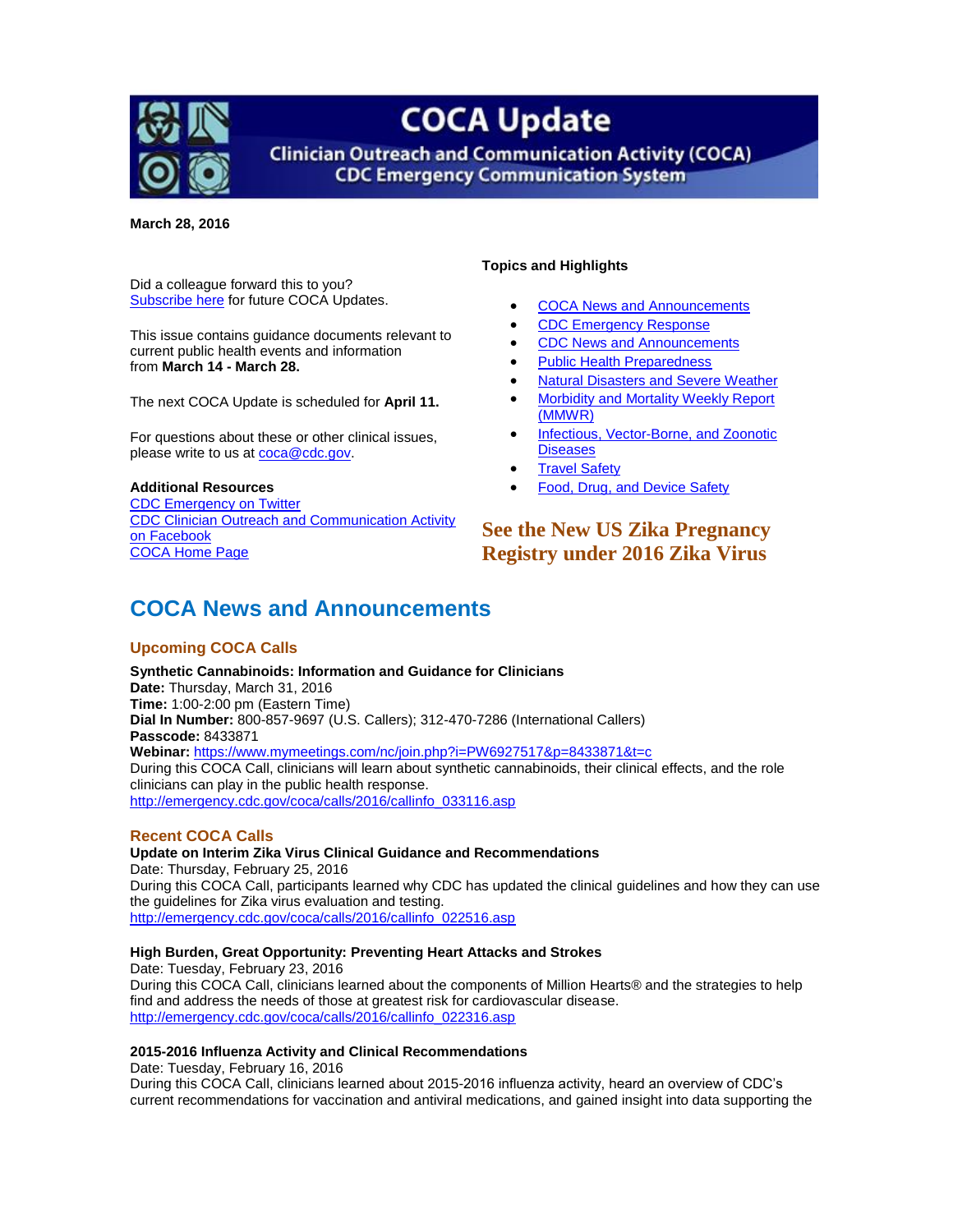# COCA Update

**Clinician Outreach and Communication Activity (COCA)**
**CDC Emergency Communication System**

**March 28, 2016**

Did a colleague forward this to you? Subscribe here for future COCA Updates.

This issue contains guidance documents relevant to current public health events and information from **March 14 - March 28.**

The next COCA Update is scheduled for **April 11.**

For questions about these or other clinical issues, please write to us at coca@cdc.gov.

**Additional Resources**
CDC Emergency on Twitter
CDC Clinician Outreach and Communication Activity on Facebook
COCA Home Page

**Topics and Highlights**

- COCA News and Announcements
- CDC Emergency Response
- CDC News and Announcements
- Public Health Preparedness
- Natural Disasters and Severe Weather
- Morbidity and Mortality Weekly Report (MMWR)
- Infectious, Vector-Borne, and Zoonotic Diseases
- Travel Safety
- Food, Drug, and Device Safety

**See the New US Zika Pregnancy Registry under 2016 Zika Virus**

## COCA News and Announcements

### Upcoming COCA Calls

**Synthetic Cannabinoids: Information and Guidance for Clinicians**
**Date:** Thursday, March 31, 2016
**Time:** 1:00-2:00 pm (Eastern Time)
**Dial In Number:** 800-857-9697 (U.S. Callers); 312-470-7286 (International Callers)
**Passcode:** 8433871
**Webinar:** https://www.mymeetings.com/nc/join.php?i=PW6927517&p=8433871&t=c
During this COCA Call, clinicians will learn about synthetic cannabinoids, their clinical effects, and the role clinicians can play in the public health response.
http://emergency.cdc.gov/coca/calls/2016/callinfo_033116.asp

### Recent COCA Calls

**Update on Interim Zika Virus Clinical Guidance and Recommendations**
Date: Thursday, February 25, 2016
During this COCA Call, participants learned why CDC has updated the clinical guidelines and how they can use the guidelines for Zika virus evaluation and testing.
http://emergency.cdc.gov/coca/calls/2016/callinfo_022516.asp

**High Burden, Great Opportunity: Preventing Heart Attacks and Strokes**
Date: Tuesday, February 23, 2016
During this COCA Call, clinicians learned about the components of Million Hearts® and the strategies to help find and address the needs of those at greatest risk for cardiovascular disease.
http://emergency.cdc.gov/coca/calls/2016/callinfo_022316.asp

**2015-2016 Influenza Activity and Clinical Recommendations**
Date: Tuesday, February 16, 2016
During this COCA Call, clinicians learned about 2015-2016 influenza activity, heard an overview of CDC's current recommendations for vaccination and antiviral medications, and gained insight into data supporting the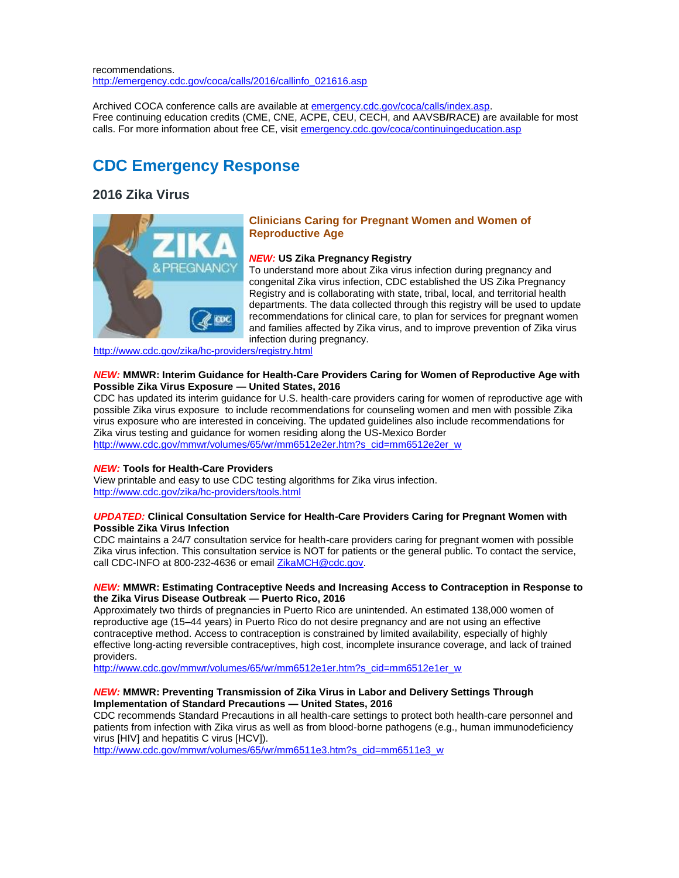recommendations.
http://emergency.cdc.gov/coca/calls/2016/callinfo_021616.asp

Archived COCA conference calls are available at emergency.cdc.gov/coca/calls/index.asp. Free continuing education credits (CME, CNE, ACPE, CEU, CECH, and AAVSB/RACE) are available for most calls. For more information about free CE, visit emergency.cdc.gov/coca/continuingeducation.asp

# CDC Emergency Response

## 2016 Zika Virus

### Clinicians Caring for Pregnant Women and Women of Reproductive Age

***NEW:*** **US Zika Pregnancy Registry**
To understand more about Zika virus infection during pregnancy and congenital Zika virus infection, CDC established the US Zika Pregnancy Registry and is collaborating with state, tribal, local, and territorial health departments. The data collected through this registry will be used to update recommendations for clinical care, to plan for services for pregnant women and families affected by Zika virus, and to improve prevention of Zika virus infection during pregnancy.
http://www.cdc.gov/zika/hc-providers/registry.html

***NEW:*** **MMWR: Interim Guidance for Health-Care Providers Caring for Women of Reproductive Age with Possible Zika Virus Exposure — United States, 2016**
CDC has updated its interim guidance for U.S. health-care providers caring for women of reproductive age with possible Zika virus exposure to include recommendations for counseling women and men with possible Zika virus exposure who are interested in conceiving. The updated guidelines also include recommendations for Zika virus testing and guidance for women residing along the US-Mexico Border
http://www.cdc.gov/mmwr/volumes/65/wr/mm6512e2er.htm?s_cid=mm6512e2er_w

***NEW:*** **Tools for Health-Care Providers**
View printable and easy to use CDC testing algorithms for Zika virus infection.
http://www.cdc.gov/zika/hc-providers/tools.html

***UPDATED:*** **Clinical Consultation Service for Health-Care Providers Caring for Pregnant Women with Possible Zika Virus Infection**
CDC maintains a 24/7 consultation service for health-care providers caring for pregnant women with possible Zika virus infection. This consultation service is NOT for patients or the general public. To contact the service, call CDC-INFO at 800-232-4636 or email ZikaMCH@cdc.gov.

***NEW:*** **MMWR: Estimating Contraceptive Needs and Increasing Access to Contraception in Response to the Zika Virus Disease Outbreak — Puerto Rico, 2016**
Approximately two thirds of pregnancies in Puerto Rico are unintended. An estimated 138,000 women of reproductive age (15–44 years) in Puerto Rico do not desire pregnancy and are not using an effective contraceptive method. Access to contraception is constrained by limited availability, especially of highly effective long-acting reversible contraceptives, high cost, incomplete insurance coverage, and lack of trained providers.
http://www.cdc.gov/mmwr/volumes/65/wr/mm6512e1er.htm?s_cid=mm6512e1er_w

***NEW:*** **MMWR: Preventing Transmission of Zika Virus in Labor and Delivery Settings Through Implementation of Standard Precautions — United States, 2016**
CDC recommends Standard Precautions in all health-care settings to protect both health-care personnel and patients from infection with Zika virus as well as from blood-borne pathogens (e.g., human immunodeficiency virus [HIV] and hepatitis C virus [HCV]).
http://www.cdc.gov/mmwr/volumes/65/wr/mm6511e3.htm?s_cid=mm6511e3_w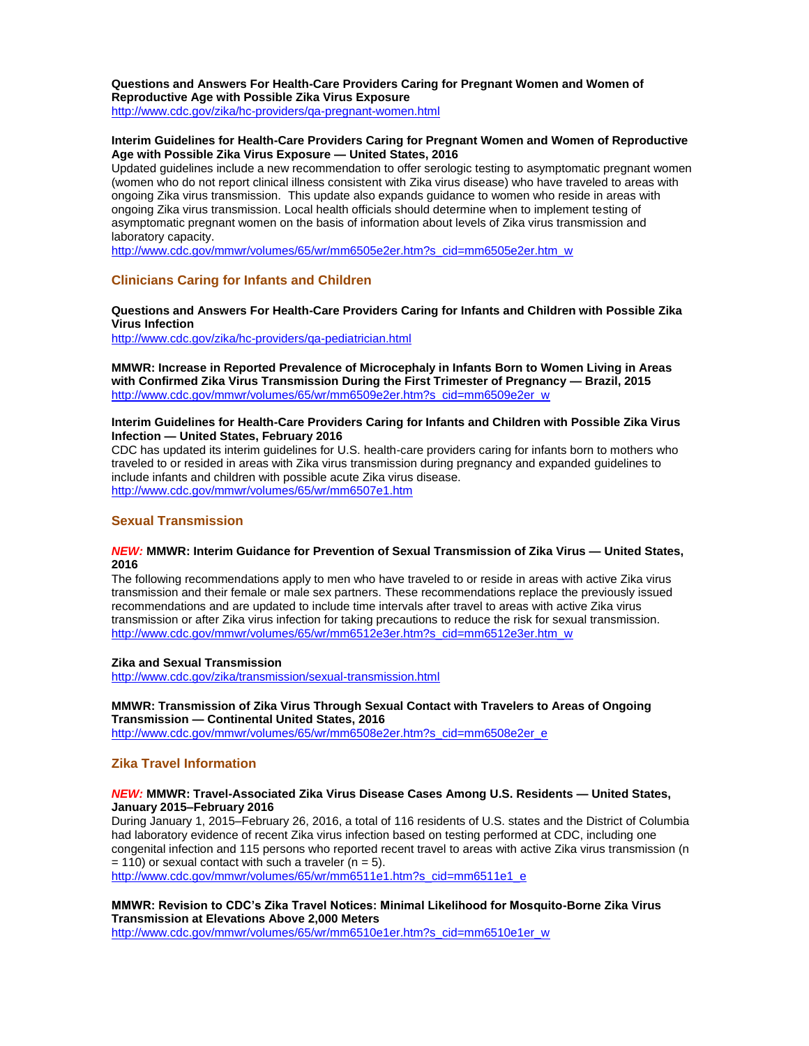**Questions and Answers For Health-Care Providers Caring for Pregnant Women and Women of Reproductive Age with Possible Zika Virus Exposure**
http://www.cdc.gov/zika/hc-providers/qa-pregnant-women.html

**Interim Guidelines for Health-Care Providers Caring for Pregnant Women and Women of Reproductive Age with Possible Zika Virus Exposure — United States, 2016**
Updated guidelines include a new recommendation to offer serologic testing to asymptomatic pregnant women (women who do not report clinical illness consistent with Zika virus disease) who have traveled to areas with ongoing Zika virus transmission. This update also expands guidance to women who reside in areas with ongoing Zika virus transmission. Local health officials should determine when to implement testing of asymptomatic pregnant women on the basis of information about levels of Zika virus transmission and laboratory capacity.
http://www.cdc.gov/mmwr/volumes/65/wr/mm6505e2er.htm?s_cid=mm6505e2er.htm_w

## Clinicians Caring for Infants and Children

**Questions and Answers For Health-Care Providers Caring for Infants and Children with Possible Zika Virus Infection**
http://www.cdc.gov/zika/hc-providers/qa-pediatrician.html

**MMWR: Increase in Reported Prevalence of Microcephaly in Infants Born to Women Living in Areas with Confirmed Zika Virus Transmission During the First Trimester of Pregnancy — Brazil, 2015**
http://www.cdc.gov/mmwr/volumes/65/wr/mm6509e2er.htm?s_cid=mm6509e2er_w

**Interim Guidelines for Health-Care Providers Caring for Infants and Children with Possible Zika Virus Infection — United States, February 2016**
CDC has updated its interim guidelines for U.S. health-care providers caring for infants born to mothers who traveled to or resided in areas with Zika virus transmission during pregnancy and expanded guidelines to include infants and children with possible acute Zika virus disease.
http://www.cdc.gov/mmwr/volumes/65/wr/mm6507e1.htm

## Sexual Transmission

***NEW:*** **MMWR: Interim Guidance for Prevention of Sexual Transmission of Zika Virus — United States, 2016**
The following recommendations apply to men who have traveled to or reside in areas with active Zika virus transmission and their female or male sex partners. These recommendations replace the previously issued recommendations and are updated to include time intervals after travel to areas with active Zika virus transmission or after Zika virus infection for taking precautions to reduce the risk for sexual transmission.
http://www.cdc.gov/mmwr/volumes/65/wr/mm6512e3er.htm?s_cid=mm6512e3er.htm_w

**Zika and Sexual Transmission**
http://www.cdc.gov/zika/transmission/sexual-transmission.html

**MMWR: Transmission of Zika Virus Through Sexual Contact with Travelers to Areas of Ongoing Transmission — Continental United States, 2016**
http://www.cdc.gov/mmwr/volumes/65/wr/mm6508e2er.htm?s_cid=mm6508e2er_e

## Zika Travel Information

***NEW:*** **MMWR: Travel-Associated Zika Virus Disease Cases Among U.S. Residents — United States, January 2015–February 2016**
During January 1, 2015–February 26, 2016, a total of 116 residents of U.S. states and the District of Columbia had laboratory evidence of recent Zika virus infection based on testing performed at CDC, including one congenital infection and 115 persons who reported recent travel to areas with active Zika virus transmission (n = 110) or sexual contact with such a traveler (n = 5).
http://www.cdc.gov/mmwr/volumes/65/wr/mm6511e1.htm?s_cid=mm6511e1_e

**MMWR: Revision to CDC's Zika Travel Notices: Minimal Likelihood for Mosquito-Borne Zika Virus Transmission at Elevations Above 2,000 Meters**
http://www.cdc.gov/mmwr/volumes/65/wr/mm6510e1er.htm?s_cid=mm6510e1er_w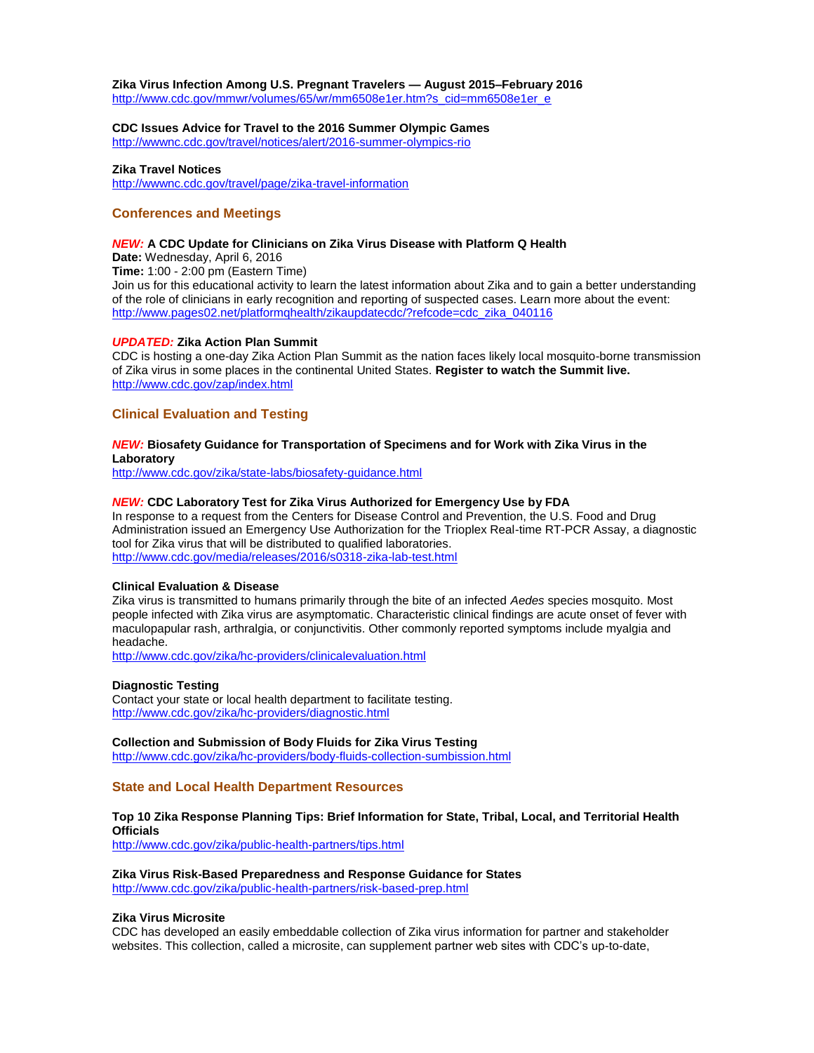**Zika Virus Infection Among U.S. Pregnant Travelers — August 2015–February 2016**
http://www.cdc.gov/mmwr/volumes/65/wr/mm6508e1er.htm?s_cid=mm6508e1er_e

**CDC Issues Advice for Travel to the 2016 Summer Olympic Games**
http://wwwnc.cdc.gov/travel/notices/alert/2016-summer-olympics-rio

**Zika Travel Notices**
http://wwwnc.cdc.gov/travel/page/zika-travel-information

## Conferences and Meetings

***NEW:*** **A CDC Update for Clinicians on Zika Virus Disease with Platform Q Health**
**Date:** Wednesday, April 6, 2016
**Time:** 1:00 - 2:00 pm (Eastern Time)
Join us for this educational activity to learn the latest information about Zika and to gain a better understanding of the role of clinicians in early recognition and reporting of suspected cases. Learn more about the event:
http://www.pages02.net/platformqhealth/zikaupdatecdc/?refcode=cdc_zika_040116

***UPDATED:*** **Zika Action Plan Summit**
CDC is hosting a one-day Zika Action Plan Summit as the nation faces likely local mosquito-borne transmission of Zika virus in some places in the continental United States. **Register to watch the Summit live.**
http://www.cdc.gov/zap/index.html

## Clinical Evaluation and Testing

***NEW:*** **Biosafety Guidance for Transportation of Specimens and for Work with Zika Virus in the Laboratory**
http://www.cdc.gov/zika/state-labs/biosafety-guidance.html

***NEW:*** **CDC Laboratory Test for Zika Virus Authorized for Emergency Use by FDA**
In response to a request from the Centers for Disease Control and Prevention, the U.S. Food and Drug Administration issued an Emergency Use Authorization for the Trioplex Real-time RT-PCR Assay, a diagnostic tool for Zika virus that will be distributed to qualified laboratories.
http://www.cdc.gov/media/releases/2016/s0318-zika-lab-test.html

**Clinical Evaluation & Disease**
Zika virus is transmitted to humans primarily through the bite of an infected *Aedes* species mosquito. Most people infected with Zika virus are asymptomatic. Characteristic clinical findings are acute onset of fever with maculopapular rash, arthralgia, or conjunctivitis. Other commonly reported symptoms include myalgia and headache.
http://www.cdc.gov/zika/hc-providers/clinicalevaluation.html

**Diagnostic Testing**
Contact your state or local health department to facilitate testing.
http://www.cdc.gov/zika/hc-providers/diagnostic.html

**Collection and Submission of Body Fluids for Zika Virus Testing**
http://www.cdc.gov/zika/hc-providers/body-fluids-collection-sumbission.html

## State and Local Health Department Resources

**Top 10 Zika Response Planning Tips: Brief Information for State, Tribal, Local, and Territorial Health Officials**
http://www.cdc.gov/zika/public-health-partners/tips.html

**Zika Virus Risk-Based Preparedness and Response Guidance for States**
http://www.cdc.gov/zika/public-health-partners/risk-based-prep.html

**Zika Virus Microsite**
CDC has developed an easily embeddable collection of Zika virus information for partner and stakeholder websites. This collection, called a microsite, can supplement partner web sites with CDC's up-to-date,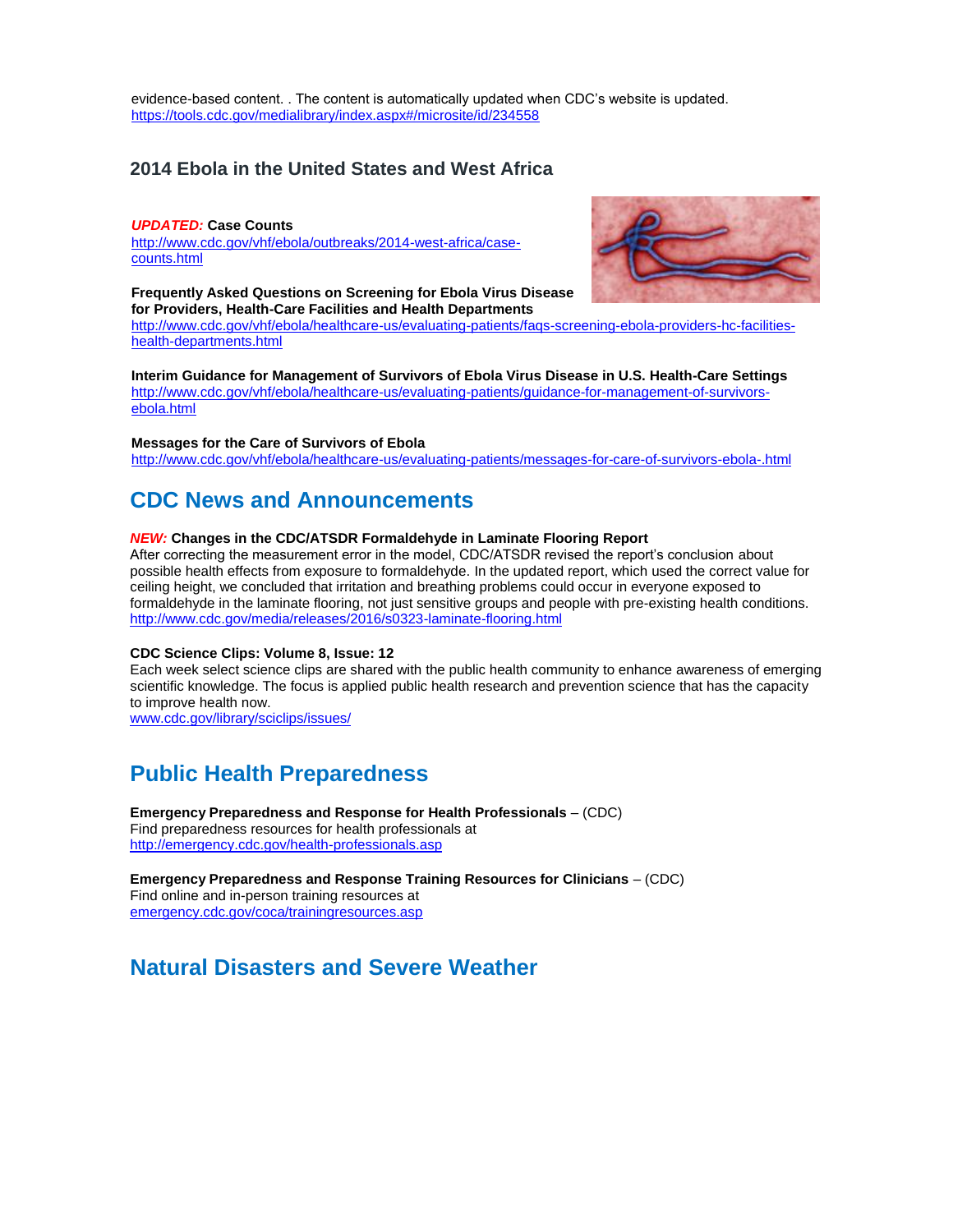evidence-based content. . The content is automatically updated when CDC's website is updated.
https://tools.cdc.gov/medialibrary/index.aspx#/microsite/id/234558

### 2014 Ebola in the United States and West Africa

***UPDATED:*** **Case Counts**
http://www.cdc.gov/vhf/ebola/outbreaks/2014-west-africa/case-counts.html

**Frequently Asked Questions on Screening for Ebola Virus Disease for Providers, Health-Care Facilities and Health Departments**
http://www.cdc.gov/vhf/ebola/healthcare-us/evaluating-patients/faqs-screening-ebola-providers-hc-facilities-health-departments.html

**Interim Guidance for Management of Survivors of Ebola Virus Disease in U.S. Health-Care Settings**
http://www.cdc.gov/vhf/ebola/healthcare-us/evaluating-patients/guidance-for-management-of-survivors-ebola.html

**Messages for the Care of Survivors of Ebola**
http://www.cdc.gov/vhf/ebola/healthcare-us/evaluating-patients/messages-for-care-of-survivors-ebola-.html

## CDC News and Announcements

***NEW:*** **Changes in the CDC/ATSDR Formaldehyde in Laminate Flooring Report**
After correcting the measurement error in the model, CDC/ATSDR revised the report's conclusion about possible health effects from exposure to formaldehyde. In the updated report, which used the correct value for ceiling height, we concluded that irritation and breathing problems could occur in everyone exposed to formaldehyde in the laminate flooring, not just sensitive groups and people with pre-existing health conditions.
http://www.cdc.gov/media/releases/2016/s0323-laminate-flooring.html

**CDC Science Clips: Volume 8, Issue: 12**
Each week select science clips are shared with the public health community to enhance awareness of emerging scientific knowledge. The focus is applied public health research and prevention science that has the capacity to improve health now.
www.cdc.gov/library/sciclips/issues/

## Public Health Preparedness

**Emergency Preparedness and Response for Health Professionals** – (CDC)
Find preparedness resources for health professionals at
http://emergency.cdc.gov/health-professionals.asp

**Emergency Preparedness and Response Training Resources for Clinicians** – (CDC)
Find online and in-person training resources at
emergency.cdc.gov/coca/trainingresources.asp

## Natural Disasters and Severe Weather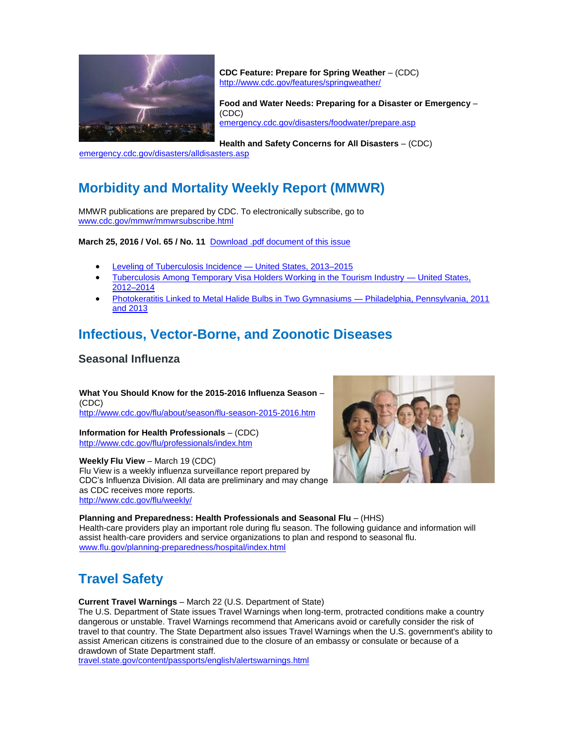**CDC Feature: Prepare for Spring Weather** – (CDC)
http://www.cdc.gov/features/springweather/

**Food and Water Needs: Preparing for a Disaster or Emergency** – (CDC)
emergency.cdc.gov/disasters/foodwater/prepare.asp

**Health and Safety Concerns for All Disasters** – (CDC)
emergency.cdc.gov/disasters/alldisasters.asp

## Morbidity and Mortality Weekly Report (MMWR)

MMWR publications are prepared by CDC. To electronically subscribe, go to
www.cdc.gov/mmwr/mmwrsubscribe.html

**March 25, 2016 / Vol. 65 / No. 11** Download .pdf document of this issue

- Leveling of Tuberculosis Incidence — United States, 2013–2015
- Tuberculosis Among Temporary Visa Holders Working in the Tourism Industry — United States, 2012–2014
- Photokeratitis Linked to Metal Halide Bulbs in Two Gymnasiums — Philadelphia, Pennsylvania, 2011 and 2013

## Infectious, Vector-Borne, and Zoonotic Diseases

### Seasonal Influenza

**What You Should Know for the 2015-2016 Influenza Season** – (CDC)
http://www.cdc.gov/flu/about/season/flu-season-2015-2016.htm

**Information for Health Professionals** – (CDC)
http://www.cdc.gov/flu/professionals/index.htm

**Weekly Flu View** – March 19 (CDC)
Flu View is a weekly influenza surveillance report prepared by CDC's Influenza Division. All data are preliminary and may change as CDC receives more reports.
http://www.cdc.gov/flu/weekly/

**Planning and Preparedness: Health Professionals and Seasonal Flu** – (HHS)
Health-care providers play an important role during flu season. The following guidance and information will assist health-care providers and service organizations to plan and respond to seasonal flu.
www.flu.gov/planning-preparedness/hospital/index.html

## Travel Safety

**Current Travel Warnings** – March 22 (U.S. Department of State)
The U.S. Department of State issues Travel Warnings when long-term, protracted conditions make a country dangerous or unstable. Travel Warnings recommend that Americans avoid or carefully consider the risk of travel to that country. The State Department also issues Travel Warnings when the U.S. government's ability to assist American citizens is constrained due to the closure of an embassy or consulate or because of a drawdown of State Department staff.
travel.state.gov/content/passports/english/alertswarnings.html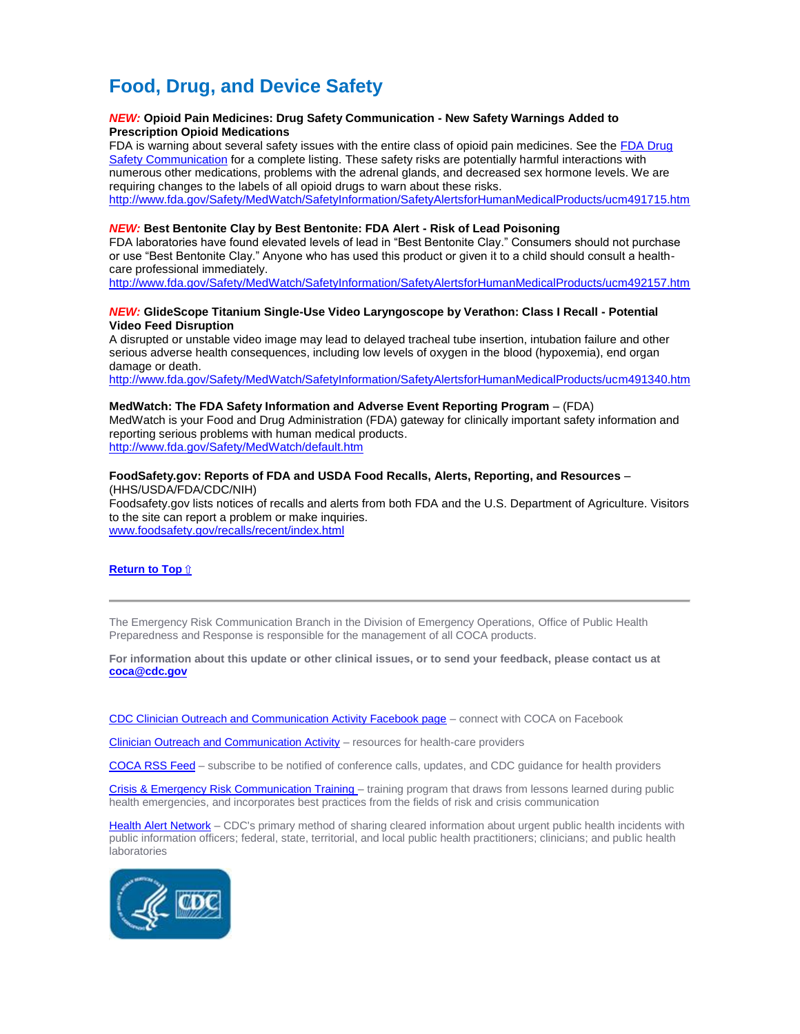# Food, Drug, and Device Safety

***NEW:*** **Opioid Pain Medicines: Drug Safety Communication - New Safety Warnings Added to Prescription Opioid Medications**
FDA is warning about several safety issues with the entire class of opioid pain medicines. See the [FDA Drug Safety Communication](http://www.fda.gov/Safety/MedWatch/SafetyInformation/SafetyAlertsforHumanMedicalProducts/ucm491715.htm) for a complete listing. These safety risks are potentially harmful interactions with numerous other medications, problems with the adrenal glands, and decreased sex hormone levels. We are requiring changes to the labels of all opioid drugs to warn about these risks.
http://www.fda.gov/Safety/MedWatch/SafetyInformation/SafetyAlertsforHumanMedicalProducts/ucm491715.htm

***NEW:*** **Best Bentonite Clay by Best Bentonite: FDA Alert - Risk of Lead Poisoning**
FDA laboratories have found elevated levels of lead in "Best Bentonite Clay." Consumers should not purchase or use "Best Bentonite Clay." Anyone who has used this product or given it to a child should consult a health-care professional immediately.
http://www.fda.gov/Safety/MedWatch/SafetyInformation/SafetyAlertsforHumanMedicalProducts/ucm492157.htm

***NEW:*** **GlideScope Titanium Single-Use Video Laryngoscope by Verathon: Class I Recall - Potential Video Feed Disruption**
A disrupted or unstable video image may lead to delayed tracheal tube insertion, intubation failure and other serious adverse health consequences, including low levels of oxygen in the blood (hypoxemia), end organ damage or death.
http://www.fda.gov/Safety/MedWatch/SafetyInformation/SafetyAlertsforHumanMedicalProducts/ucm491340.htm

**MedWatch: The FDA Safety Information and Adverse Event Reporting Program** – (FDA)
MedWatch is your Food and Drug Administration (FDA) gateway for clinically important safety information and reporting serious problems with human medical products.
http://www.fda.gov/Safety/MedWatch/default.htm

**FoodSafety.gov: Reports of FDA and USDA Food Recalls, Alerts, Reporting, and Resources** – (HHS/USDA/FDA/CDC/NIH)
Foodsafety.gov lists notices of recalls and alerts from both FDA and the U.S. Department of Agriculture. Visitors to the site can report a problem or make inquiries.
www.foodsafety.gov/recalls/recent/index.html

**Return to Top ⇧**

---

The Emergency Risk Communication Branch in the Division of Emergency Operations, Office of Public Health Preparedness and Response is responsible for the management of all COCA products.

**For information about this update or other clinical issues, or to send your feedback, please contact us at coca@cdc.gov**

CDC Clinician Outreach and Communication Activity Facebook page – connect with COCA on Facebook

Clinician Outreach and Communication Activity – resources for health-care providers

COCA RSS Feed – subscribe to be notified of conference calls, updates, and CDC guidance for health providers

Crisis & Emergency Risk Communication Training – training program that draws from lessons learned during public health emergencies, and incorporates best practices from the fields of risk and crisis communication

Health Alert Network – CDC's primary method of sharing cleared information about urgent public health incidents with public information officers; federal, state, territorial, and local public health practitioners; clinicians; and public health laboratories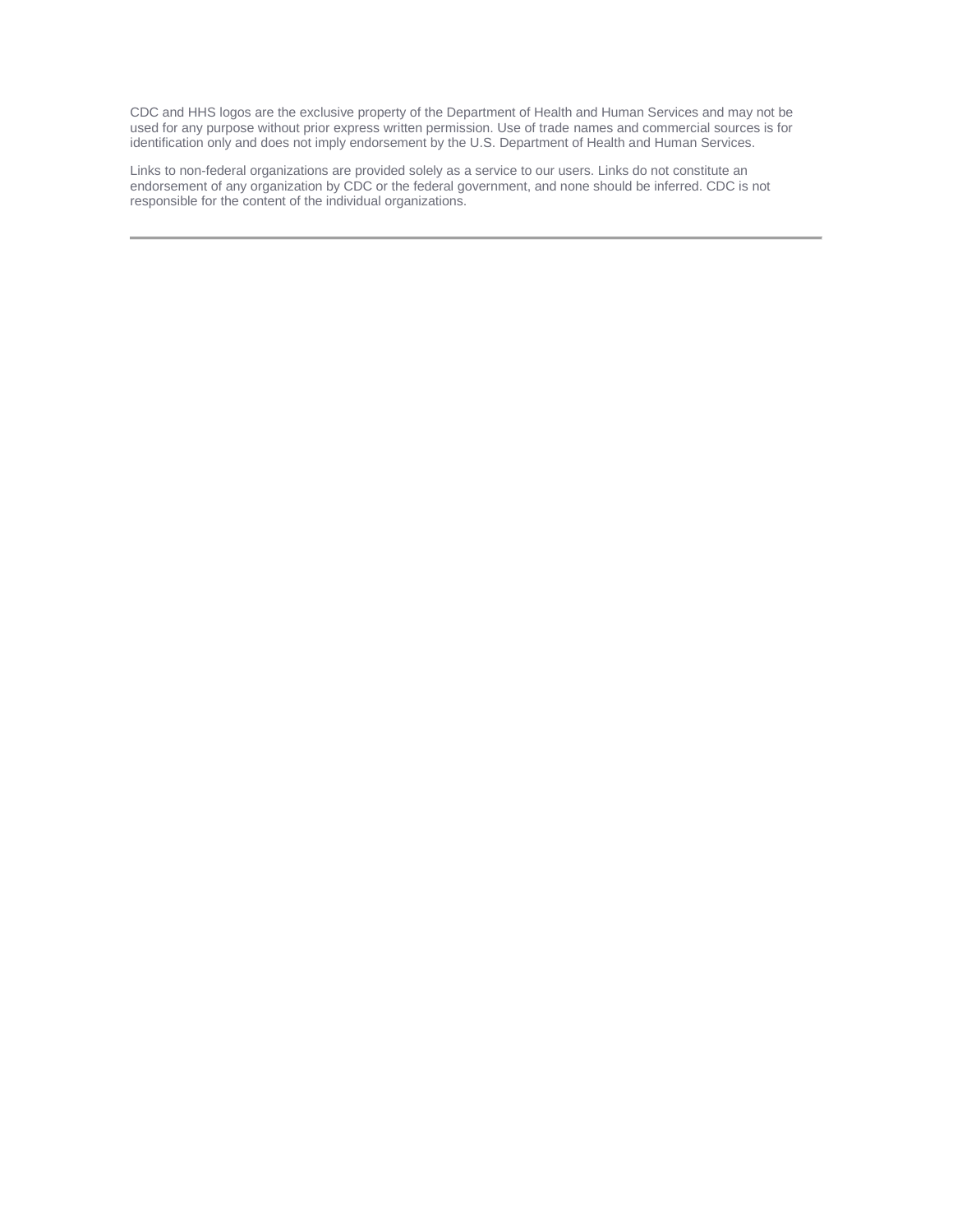CDC and HHS logos are the exclusive property of the Department of Health and Human Services and may not be used for any purpose without prior express written permission. Use of trade names and commercial sources is for identification only and does not imply endorsement by the U.S. Department of Health and Human Services.

Links to non-federal organizations are provided solely as a service to our users. Links do not constitute an endorsement of any organization by CDC or the federal government, and none should be inferred. CDC is not responsible for the content of the individual organizations.

---